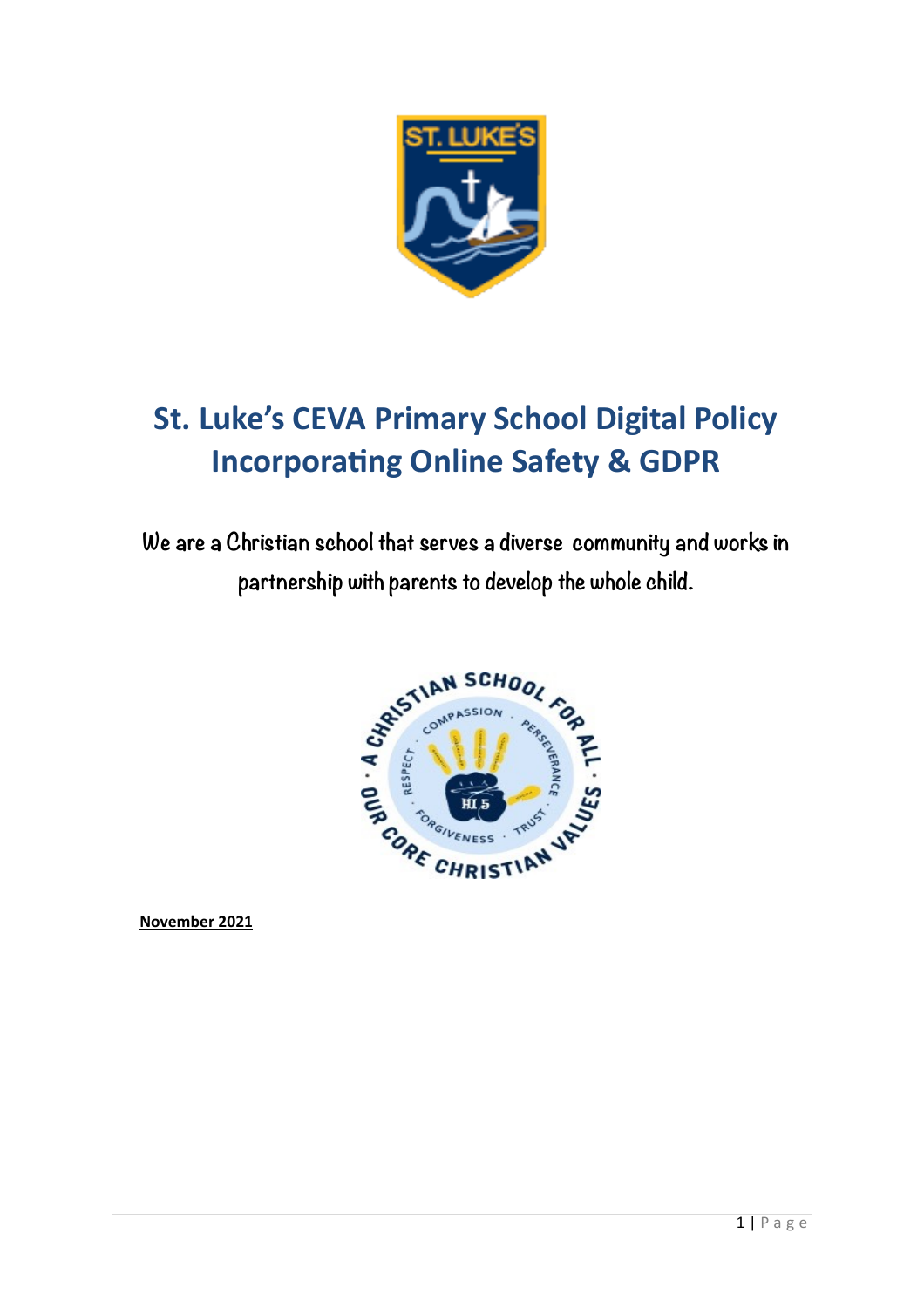# St. Luke's CEVA Primary School Digital Policy Incorporating Online Safety & GDPR

We are a Christian school that serves a diverse community and works in partnership with parents to develop the whole child.

**November 2021**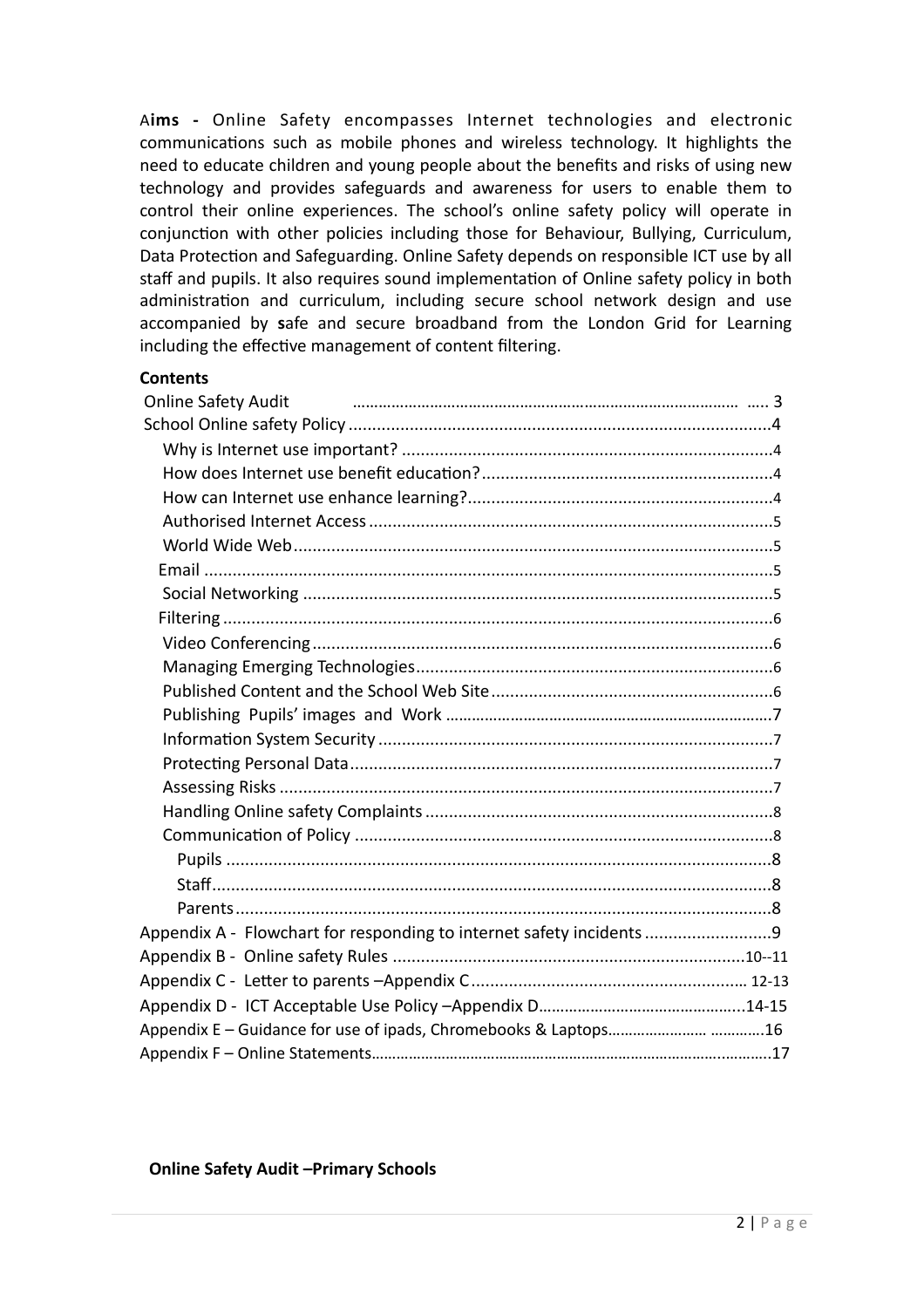**Aims -** Online Safety encompasses Internet technologies and electronic communications such as mobile phones and wireless technology. It highlights the need to educate children and young people about the benefits and risks of using new technology and provides safeguards and awareness for users to enable them to control their online experiences. The school's online safety policy will operate in conjunction with other policies including those for Behaviour, Bullying, Curriculum, Data Protection and Safeguarding. Online Safety depends on responsible ICT use by all staff and pupils. It also requires sound implementation of Online safety policy in both administration and curriculum, including secure school network design and use accompanied by **s**afe and secure broadband from the London Grid for Learning including the effective management of content filtering.

**Contents**

- Online Safety Audit ..... 3
- School Online safety Policy ..... 4
  - Why is Internet use important? ..... 4
  - How does Internet use benefit education? ..... 4
  - How can Internet use enhance learning? ..... 4
  - Authorised Internet Access ..... 5
  - World Wide Web ..... 5
  - Email ..... 5
  - Social Networking ..... 5
  - Filtering ..... 6
  - Video Conferencing ..... 6
  - Managing Emerging Technologies ..... 6
  - Published Content and the School Web Site ..... 6
  - Publishing Pupils' images and Work ..... 7
  - Information System Security ..... 7
  - Protecting Personal Data ..... 7
  - Assessing Risks ..... 7
  - Handling Online safety Complaints ..... 8
  - Communication of Policy ..... 8
    - Pupils ..... 8
    - Staff ..... 8
    - Parents ..... 8
- Appendix A - Flowchart for responding to internet safety incidents ..... 9
- Appendix B - Online safety Rules ..... 10--11
- Appendix C - Letter to parents –Appendix C ..... 12-13
- Appendix D - ICT Acceptable Use Policy –Appendix D ..... 14-15
- Appendix E – Guidance for use of ipads, Chromebooks & Laptops ..... 16
- Appendix F – Online Statements ..... 17

**Online Safety Audit –Primary Schools**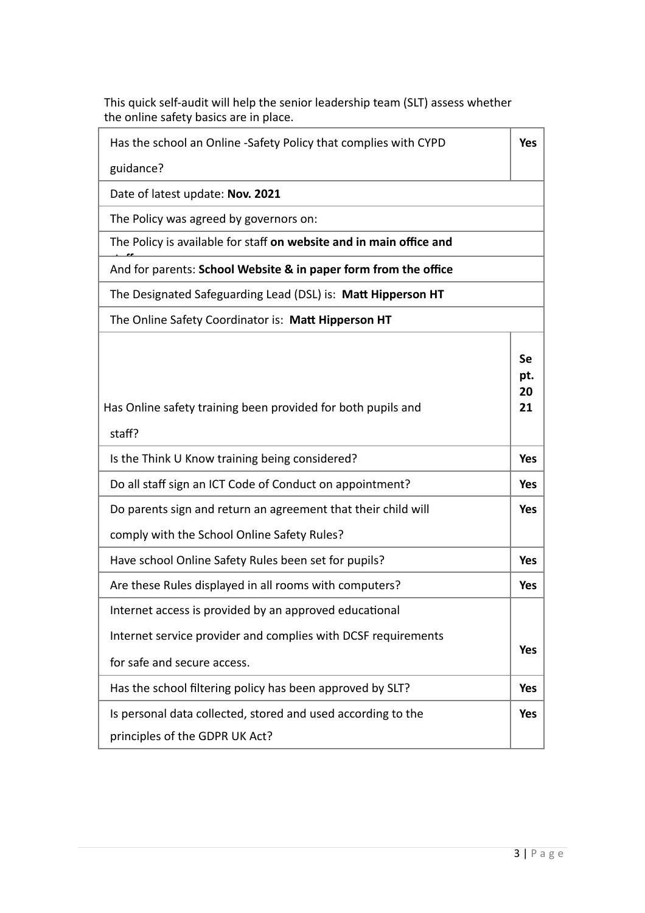This quick self-audit will help the senior leadership team (SLT) assess whether the online safety basics are in place.

| Has the school an Online -Safety Policy that complies with CYPD guidance? | **Yes** |
|---|---|
| Date of latest update: **Nov. 2021** | |
| The Policy was agreed by governors on: | |
| The Policy is available for staff **on website and in main office and staff** | |
| And for parents: **School Website & in paper form from the office** | |
| The Designated Safeguarding Lead (DSL) is: **Matt Hipperson HT** | |
| The Online Safety Coordinator is: **Matt Hipperson HT** | |
| Has Online safety training been provided for both pupils and staff? | **Sept. 2021** |
| Is the Think U Know training being considered? | **Yes** |
| Do all staff sign an ICT Code of Conduct on appointment? | **Yes** |
| Do parents sign and return an agreement that their child will comply with the School Online Safety Rules? | **Yes** |
| Have school Online Safety Rules been set for pupils? | **Yes** |
| Are these Rules displayed in all rooms with computers? | **Yes** |
| Internet access is provided by an approved educational Internet service provider and complies with DCSF requirements for safe and secure access. | **Yes** |
| Has the school filtering policy has been approved by SLT? | **Yes** |
| Is personal data collected, stored and used according to the principles of the GDPR UK Act? | **Yes** |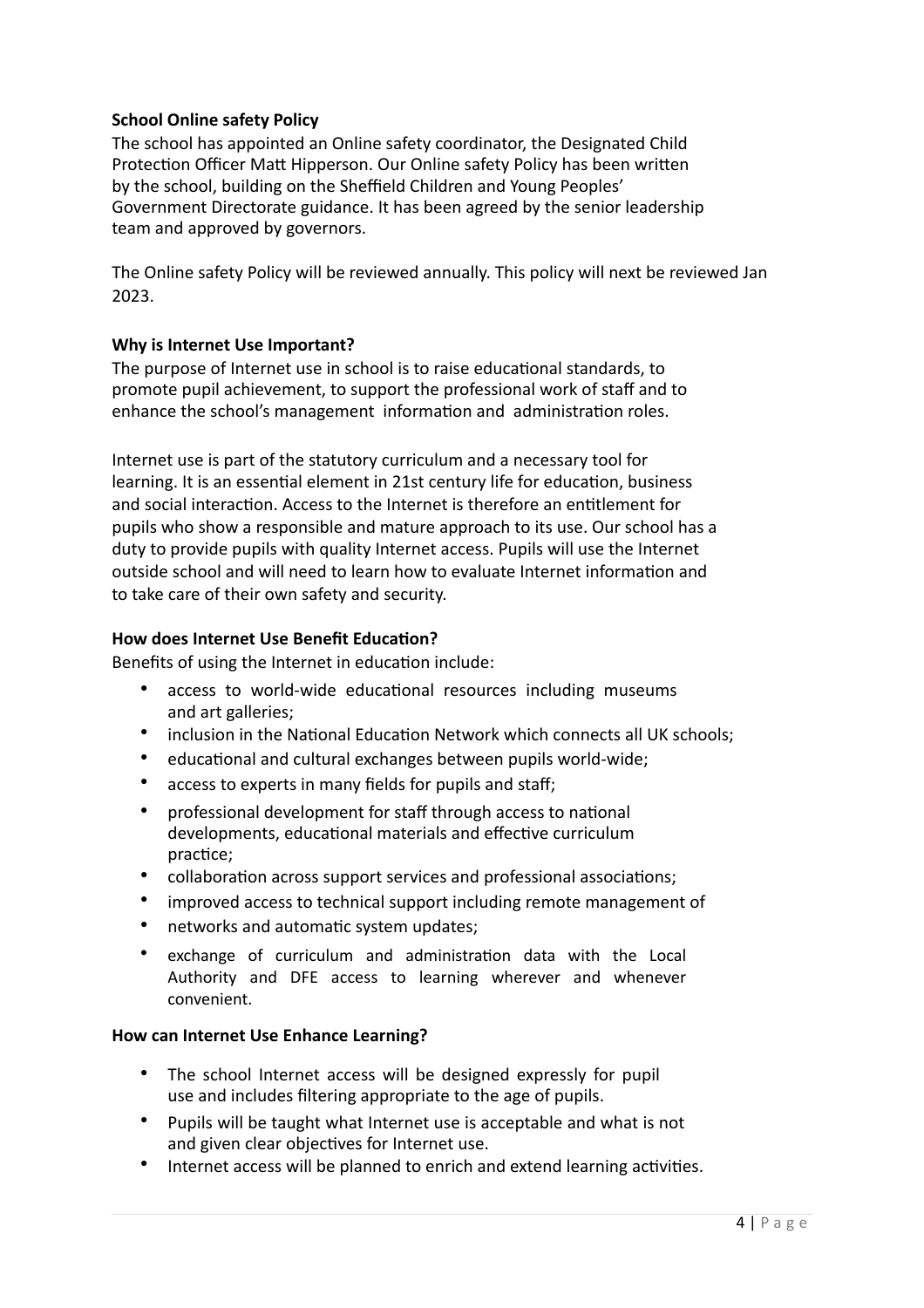**School Online safety Policy**

The school has appointed an Online safety coordinator, the Designated Child Protection Officer Matt Hipperson. Our Online safety Policy has been written by the school, building on the Sheffield Children and Young Peoples' Government Directorate guidance. It has been agreed by the senior leadership team and approved by governors.

The Online safety Policy will be reviewed annually. This policy will next be reviewed Jan 2023.

**Why is Internet Use Important?**

The purpose of Internet use in school is to raise educational standards, to promote pupil achievement, to support the professional work of staff and to enhance the school's management information and administration roles.

Internet use is part of the statutory curriculum and a necessary tool for learning. It is an essential element in 21st century life for education, business and social interaction. Access to the Internet is therefore an entitlement for pupils who show a responsible and mature approach to its use. Our school has a duty to provide pupils with quality Internet access. Pupils will use the Internet outside school and will need to learn how to evaluate Internet information and to take care of their own safety and security.

**How does Internet Use Benefit Education?**

Benefits of using the Internet in education include:

- access to world-wide educational resources including museums and art galleries;
- inclusion in the National Education Network which connects all UK schools;
- educational and cultural exchanges between pupils world-wide;
- access to experts in many fields for pupils and staff;
- professional development for staff through access to national developments, educational materials and effective curriculum practice;
- collaboration across support services and professional associations;
- improved access to technical support including remote management of
- networks and automatic system updates;
- exchange of curriculum and administration data with the Local Authority and DFE access to learning wherever and whenever convenient.

**How can Internet Use Enhance Learning?**

- The school Internet access will be designed expressly for pupil use and includes filtering appropriate to the age of pupils.
- Pupils will be taught what Internet use is acceptable and what is not and given clear objectives for Internet use.
- Internet access will be planned to enrich and extend learning activities.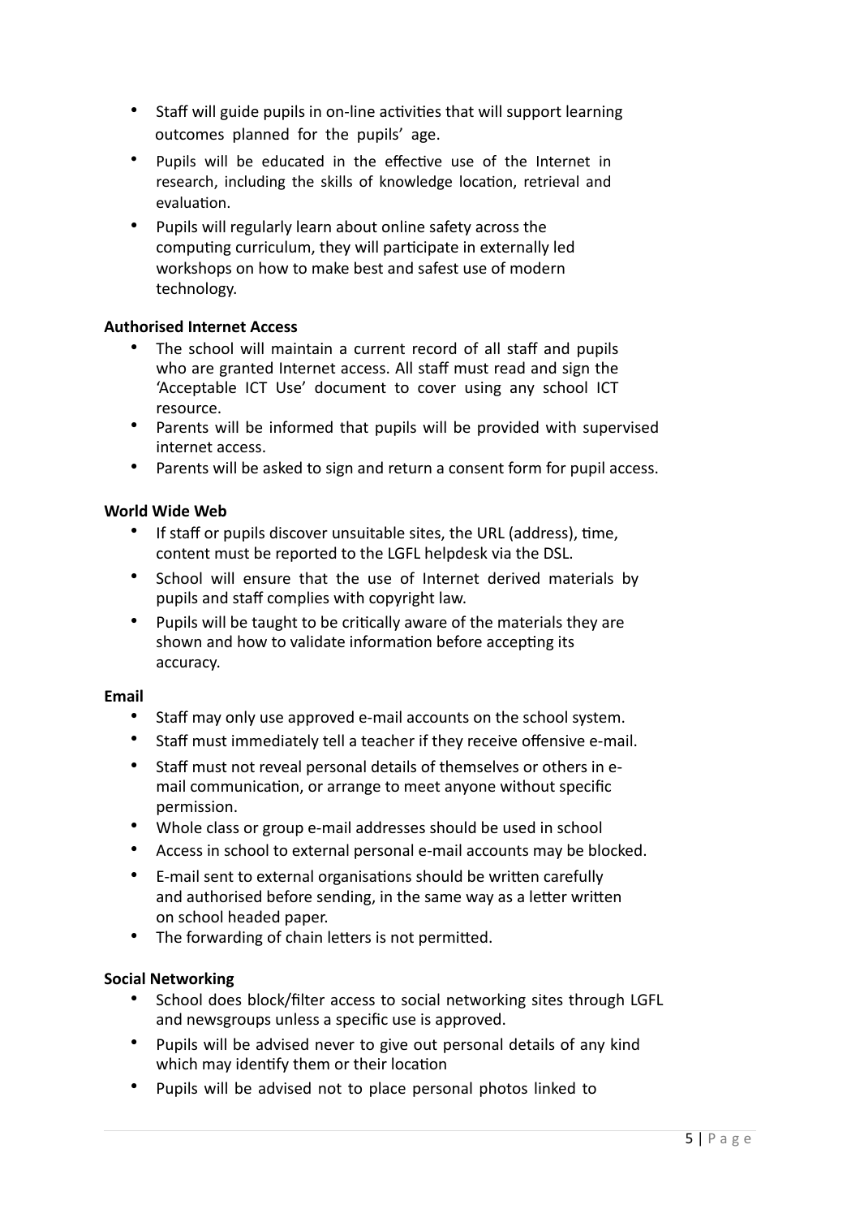- Staff will guide pupils in on-line activities that will support learning outcomes planned for the pupils' age.
- Pupils will be educated in the effective use of the Internet in research, including the skills of knowledge location, retrieval and evaluation.
- Pupils will regularly learn about online safety across the computing curriculum, they will participate in externally led workshops on how to make best and safest use of modern technology.

**Authorised Internet Access**

- The school will maintain a current record of all staff and pupils who are granted Internet access. All staff must read and sign the 'Acceptable ICT Use' document to cover using any school ICT resource.
- Parents will be informed that pupils will be provided with supervised internet access.
- Parents will be asked to sign and return a consent form for pupil access.

**World Wide Web**

- If staff or pupils discover unsuitable sites, the URL (address), time, content must be reported to the LGFL helpdesk via the DSL.
- School will ensure that the use of Internet derived materials by pupils and staff complies with copyright law.
- Pupils will be taught to be critically aware of the materials they are shown and how to validate information before accepting its accuracy.

**Email**

- Staff may only use approved e-mail accounts on the school system.
- Staff must immediately tell a teacher if they receive offensive e-mail.
- Staff must not reveal personal details of themselves or others in e-mail communication, or arrange to meet anyone without specific permission.
- Whole class or group e-mail addresses should be used in school
- Access in school to external personal e-mail accounts may be blocked.
- E-mail sent to external organisations should be written carefully and authorised before sending, in the same way as a letter written on school headed paper.
- The forwarding of chain letters is not permitted.

**Social Networking**

- School does block/filter access to social networking sites through LGFL and newsgroups unless a specific use is approved.
- Pupils will be advised never to give out personal details of any kind which may identify them or their location
- Pupils will be advised not to place personal photos linked to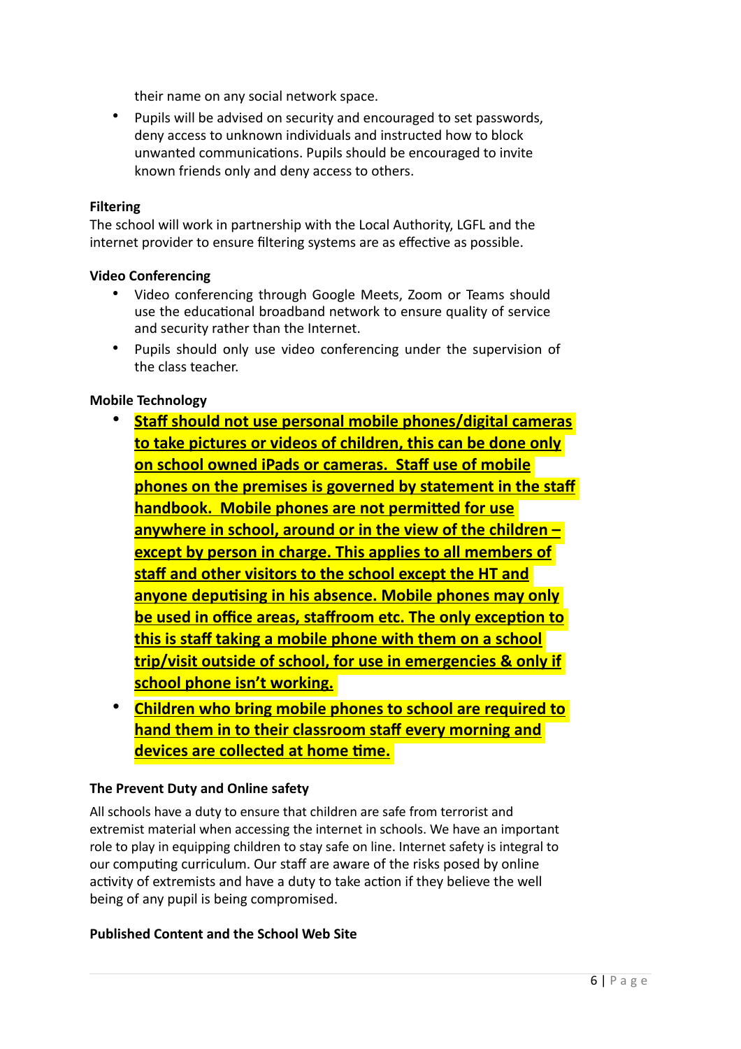their name on any social network space.

- Pupils will be advised on security and encouraged to set passwords, deny access to unknown individuals and instructed how to block unwanted communications. Pupils should be encouraged to invite known friends only and deny access to others.

**Filtering**

The school will work in partnership with the Local Authority, LGFL and the internet provider to ensure filtering systems are as effective as possible.

**Video Conferencing**

- Video conferencing through Google Meets, Zoom or Teams should use the educational broadband network to ensure quality of service and security rather than the Internet.
- Pupils should only use video conferencing under the supervision of the class teacher.

**Mobile Technology**

- **Staff should not use personal mobile phones/digital cameras to take pictures or videos of children, this can be done only on school owned iPads or cameras. Staff use of mobile phones on the premises is governed by statement in the staff handbook. Mobile phones are not permitted for use anywhere in school, around or in the view of the children – except by person in charge. This applies to all members of staff and other visitors to the school except the HT and anyone deputising in his absence. Mobile phones may only be used in office areas, staffroom etc. The only exception to this is staff taking a mobile phone with them on a school trip/visit outside of school, for use in emergencies & only if school phone isn't working.**
- **Children who bring mobile phones to school are required to hand them in to their classroom staff every morning and devices are collected at home time.**

**The Prevent Duty and Online safety**

All schools have a duty to ensure that children are safe from terrorist and extremist material when accessing the internet in schools. We have an important role to play in equipping children to stay safe on line. Internet safety is integral to our computing curriculum. Our staff are aware of the risks posed by online activity of extremists and have a duty to take action if they believe the well being of any pupil is being compromised.

**Published Content and the School Web Site**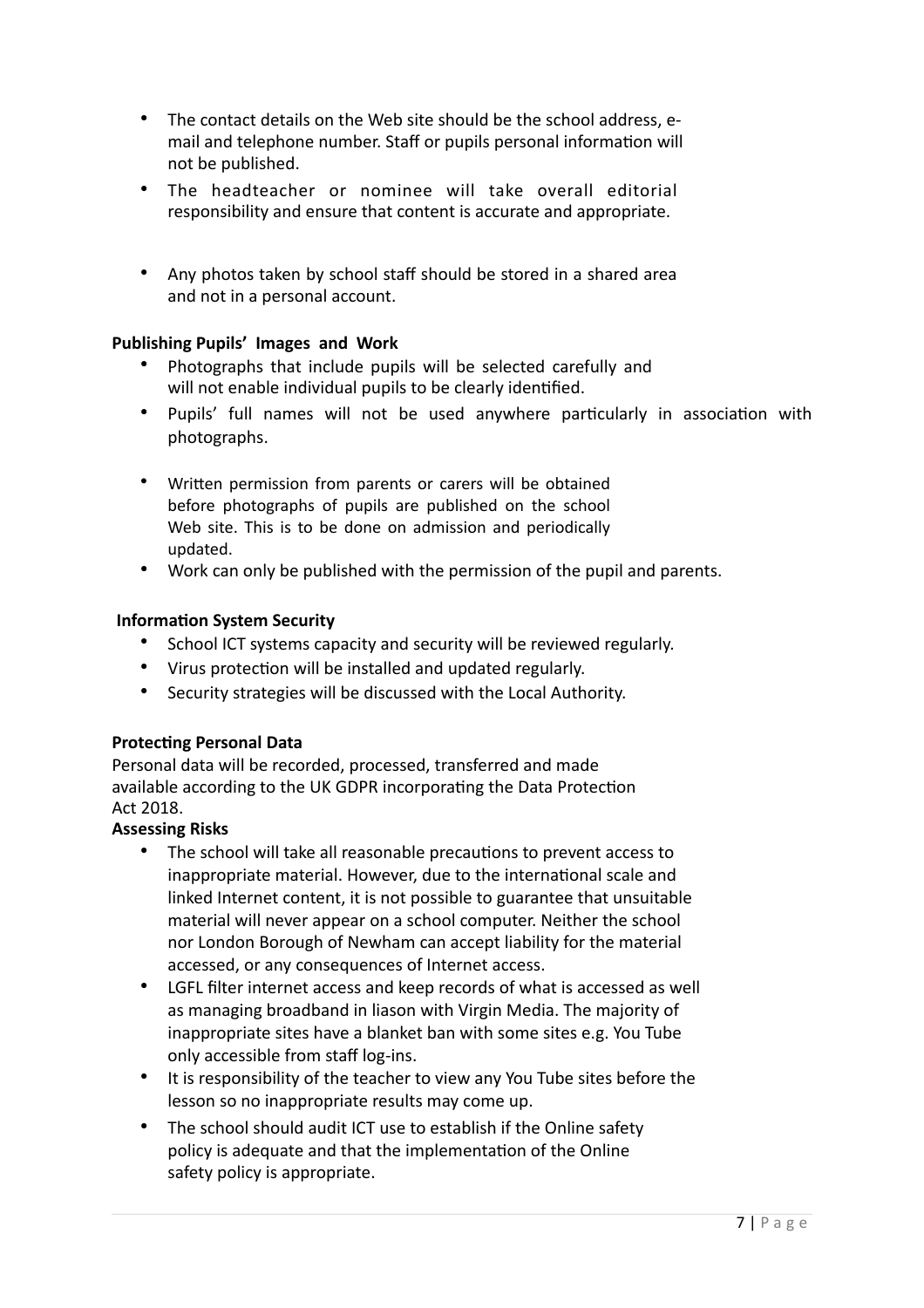- The contact details on the Web site should be the school address, e-mail and telephone number. Staff or pupils personal information will not be published.
- The headteacher or nominee will take overall editorial responsibility and ensure that content is accurate and appropriate.
- Any photos taken by school staff should be stored in a shared area and not in a personal account.

**Publishing Pupils' Images and Work**

- Photographs that include pupils will be selected carefully and will not enable individual pupils to be clearly identified.
- Pupils' full names will not be used anywhere particularly in association with photographs.
- Written permission from parents or carers will be obtained before photographs of pupils are published on the school Web site. This is to be done on admission and periodically updated.
- Work can only be published with the permission of the pupil and parents.

**Information System Security**

- School ICT systems capacity and security will be reviewed regularly.
- Virus protection will be installed and updated regularly.
- Security strategies will be discussed with the Local Authority.

**Protecting Personal Data**

Personal data will be recorded, processed, transferred and made available according to the UK GDPR incorporating the Data Protection Act 2018.

**Assessing Risks**

- The school will take all reasonable precautions to prevent access to inappropriate material. However, due to the international scale and linked Internet content, it is not possible to guarantee that unsuitable material will never appear on a school computer. Neither the school nor London Borough of Newham can accept liability for the material accessed, or any consequences of Internet access.
- LGFL filter internet access and keep records of what is accessed as well as managing broadband in liason with Virgin Media. The majority of inappropriate sites have a blanket ban with some sites e.g. You Tube only accessible from staff log-ins.
- It is responsibility of the teacher to view any You Tube sites before the lesson so no inappropriate results may come up.
- The school should audit ICT use to establish if the Online safety policy is adequate and that the implementation of the Online safety policy is appropriate.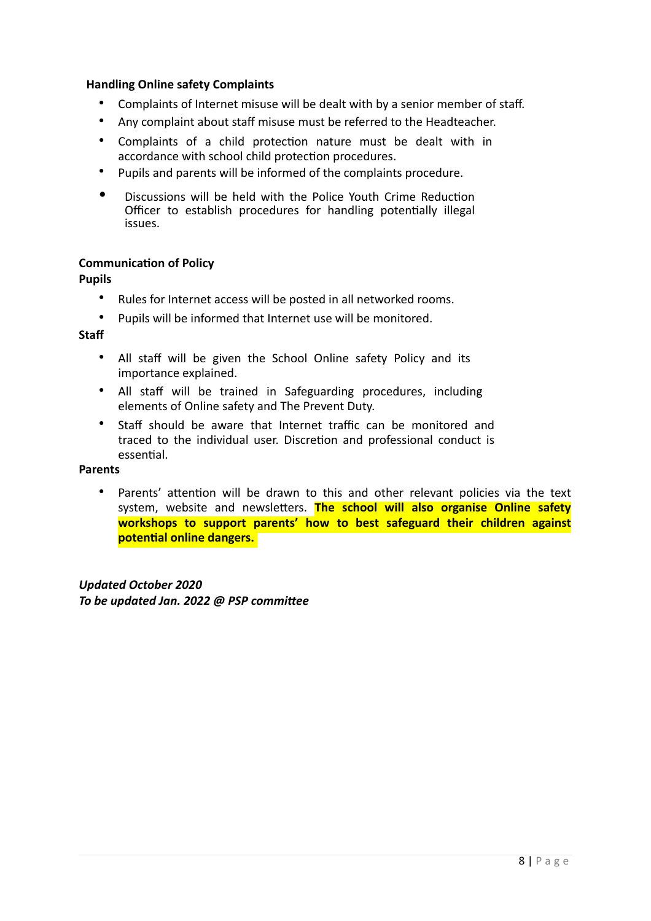**Handling Online safety Complaints**

- Complaints of Internet misuse will be dealt with by a senior member of staff.
- Any complaint about staff misuse must be referred to the Headteacher.
- Complaints of a child protection nature must be dealt with in accordance with school child protection procedures.
- Pupils and parents will be informed of the complaints procedure.
- Discussions will be held with the Police Youth Crime Reduction Officer to establish procedures for handling potentially illegal issues.

**Communication of Policy**

**Pupils**

- Rules for Internet access will be posted in all networked rooms.
- Pupils will be informed that Internet use will be monitored.

**Staff**

- All staff will be given the School Online safety Policy and its importance explained.
- All staff will be trained in Safeguarding procedures, including elements of Online safety and The Prevent Duty.
- Staff should be aware that Internet traffic can be monitored and traced to the individual user. Discretion and professional conduct is essential.

**Parents**

- Parents' attention will be drawn to this and other relevant policies via the text system, website and newsletters. **The school will also organise Online safety workshops to support parents' how to best safeguard their children against potential online dangers.**

***Updated October 2020***
***To be updated Jan. 2022 @ PSP committee***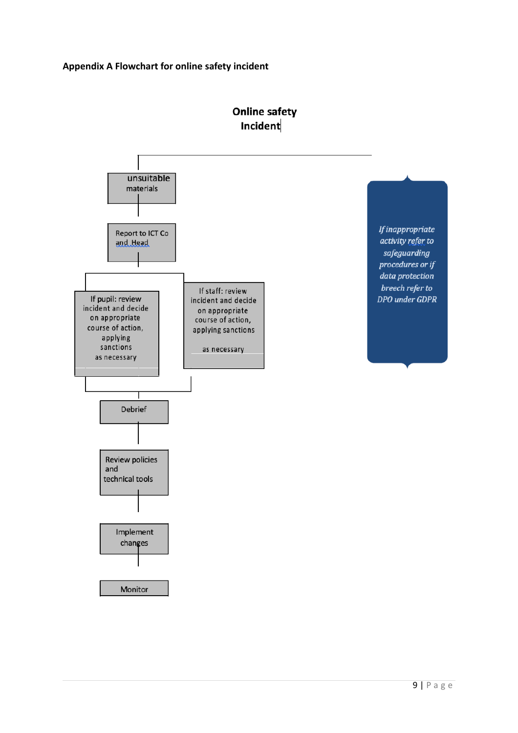**Appendix A Flowchart for online safety incident**

**Online safety Incident**

unsuitable materials

Report to ICT Co and Head

If pupil: review incident and decide on appropriate course of action, applying sanctions as necessary

If staff: review incident and decide on appropriate course of action, applying sanctions as necessary

Debrief

Review policies and technical tools

Implement changes

Monitor

*If inappropriate activity refer to safeguarding procedures or if data protection breech refer to DPO under GDPR*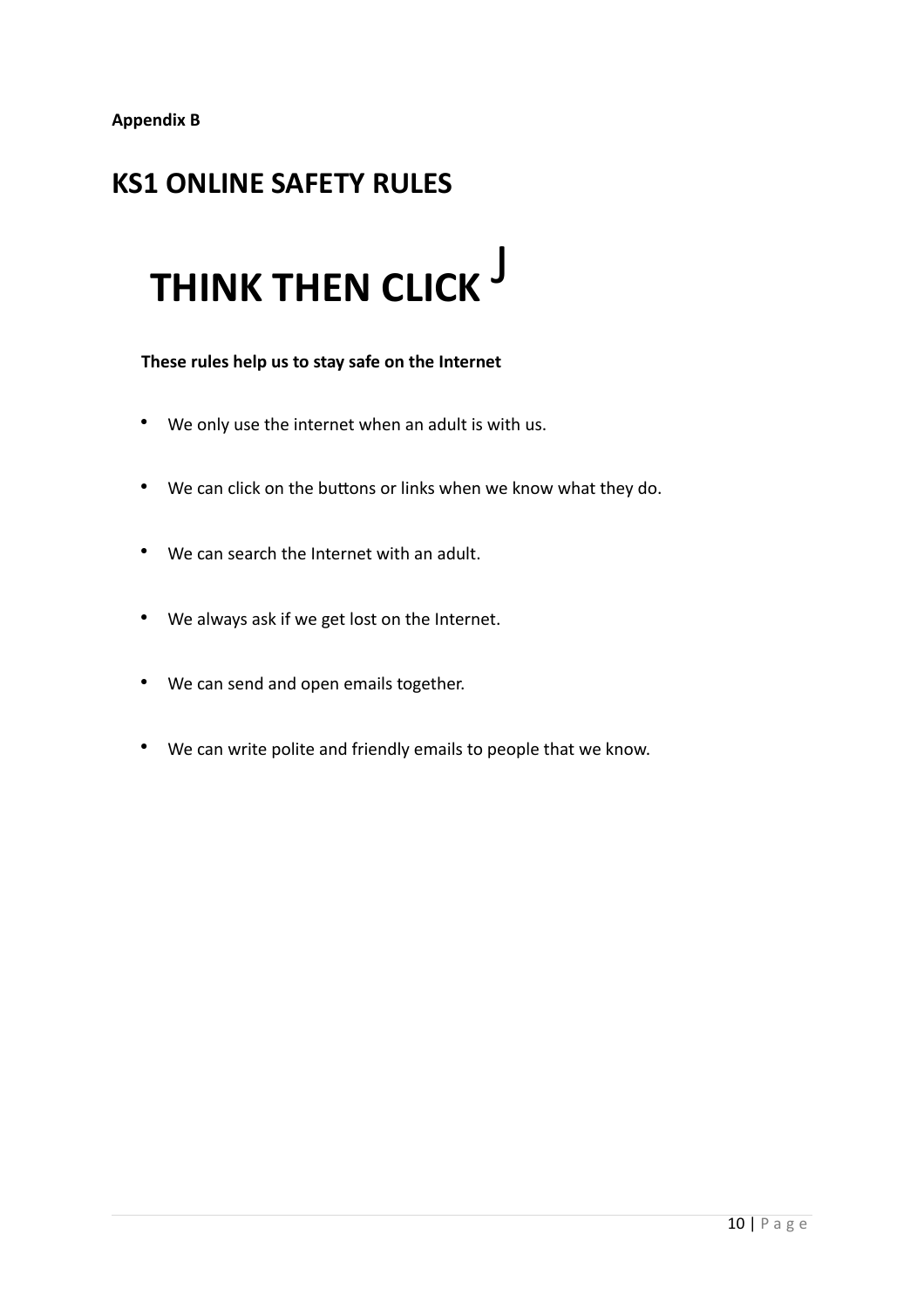**Appendix B**

# KS1 ONLINE SAFETY RULES

# THINK THEN CLICK J

**These rules help us to stay safe on the Internet**

- We only use the internet when an adult is with us.
- We can click on the buttons or links when we know what they do.
- We can search the Internet with an adult.
- We always ask if we get lost on the Internet.
- We can send and open emails together.
- We can write polite and friendly emails to people that we know.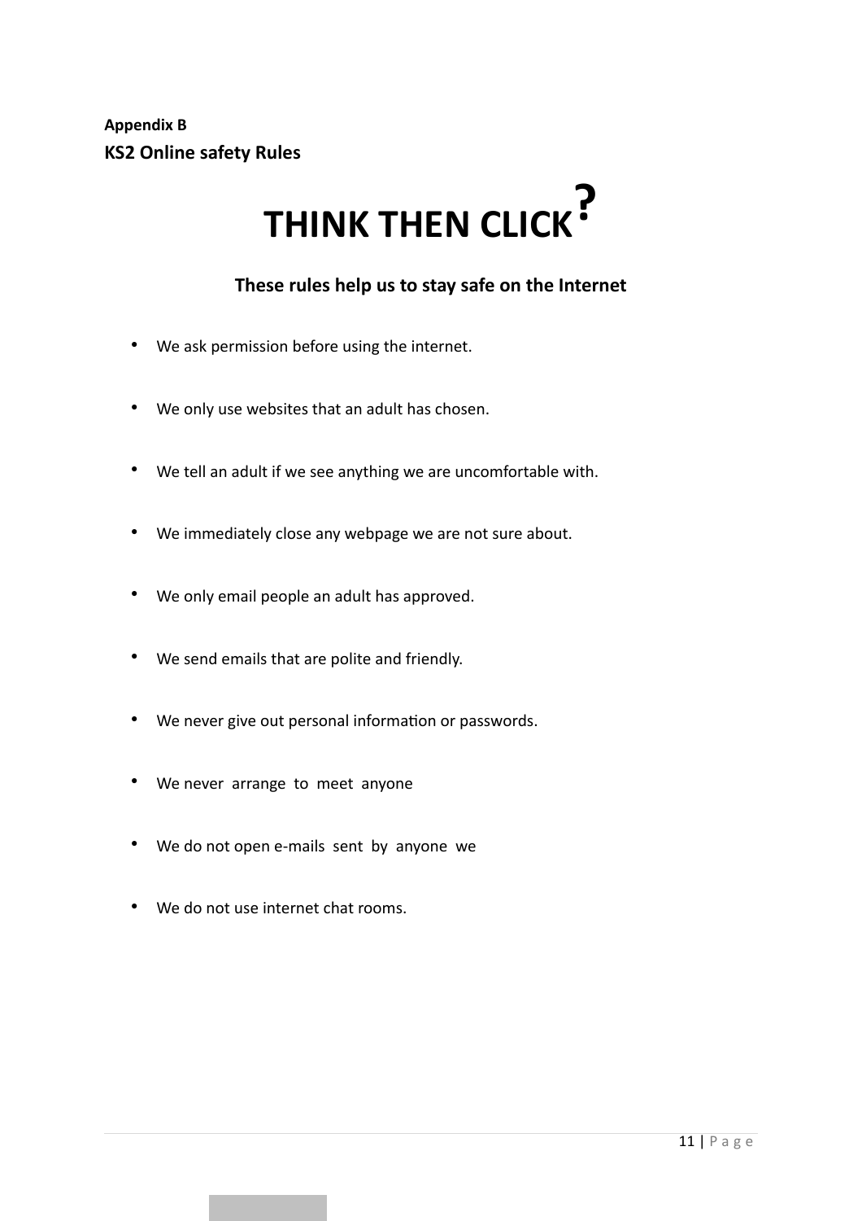**Appendix B**

**KS2 Online safety Rules**

# THINK THEN CLICK?

**These rules help us to stay safe on the Internet**

- We ask permission before using the internet.
- We only use websites that an adult has chosen.
- We tell an adult if we see anything we are uncomfortable with.
- We immediately close any webpage we are not sure about.
- We only email people an adult has approved.
- We send emails that are polite and friendly.
- We never give out personal information or passwords.
- We never arrange to meet anyone
- We do not open e-mails sent by anyone we
- We do not use internet chat rooms.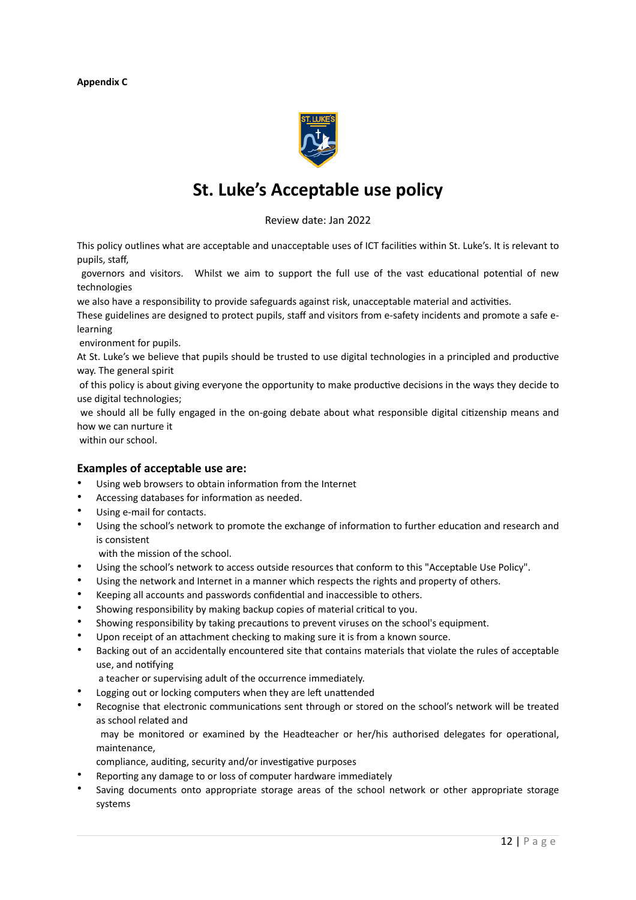**Appendix C**

# St. Luke's Acceptable use policy

Review date: Jan 2022

This policy outlines what are acceptable and unacceptable uses of ICT facilities within St. Luke's. It is relevant to pupils, staff, governors and visitors. Whilst we aim to support the full use of the vast educational potential of new technologies we also have a responsibility to provide safeguards against risk, unacceptable material and activities.

These guidelines are designed to protect pupils, staff and visitors from e-safety incidents and promote a safe e-learning environment for pupils.

At St. Luke's we believe that pupils should be trusted to use digital technologies in a principled and productive way. The general spirit of this policy is about giving everyone the opportunity to make productive decisions in the ways they decide to use digital technologies; we should all be fully engaged in the on-going debate about what responsible digital citizenship means and how we can nurture it within our school.

## Examples of acceptable use are:

- Using web browsers to obtain information from the Internet
- Accessing databases for information as needed.
- Using e-mail for contacts.
- Using the school's network to promote the exchange of information to further education and research and is consistent with the mission of the school.
- Using the school's network to access outside resources that conform to this "Acceptable Use Policy".
- Using the network and Internet in a manner which respects the rights and property of others.
- Keeping all accounts and passwords confidential and inaccessible to others.
- Showing responsibility by making backup copies of material critical to you.
- Showing responsibility by taking precautions to prevent viruses on the school's equipment.
- Upon receipt of an attachment checking to making sure it is from a known source.
- Backing out of an accidentally encountered site that contains materials that violate the rules of acceptable use, and notifying a teacher or supervising adult of the occurrence immediately.
- Logging out or locking computers when they are left unattended
- Recognise that electronic communications sent through or stored on the school's network will be treated as school related and may be monitored or examined by the Headteacher or her/his authorised delegates for operational, maintenance, compliance, auditing, security and/or investigative purposes
- Reporting any damage to or loss of computer hardware immediately
- Saving documents onto appropriate storage areas of the school network or other appropriate storage systems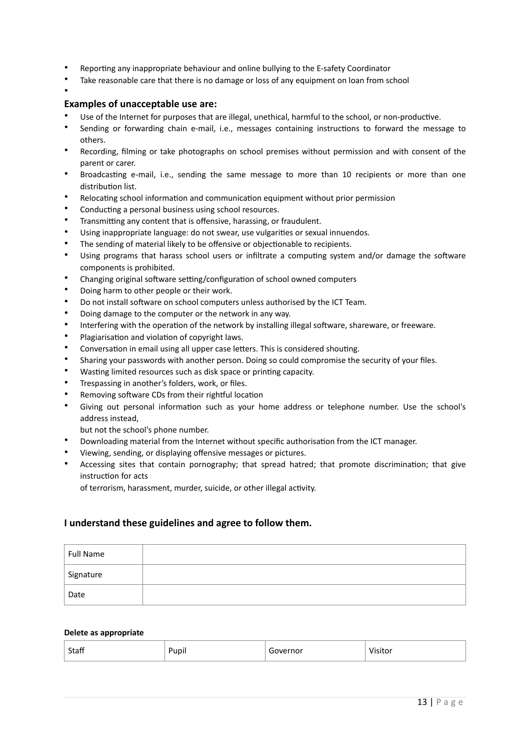- Reporting any inappropriate behaviour and online bullying to the E-safety Coordinator
- Take reasonable care that there is no damage or loss of any equipment on loan from school
-

### Examples of unacceptable use are:

- Use of the Internet for purposes that are illegal, unethical, harmful to the school, or non-productive.
- Sending or forwarding chain e-mail, i.e., messages containing instructions to forward the message to others.
- Recording, filming or take photographs on school premises without permission and with consent of the parent or carer.
- Broadcasting e-mail, i.e., sending the same message to more than 10 recipients or more than one distribution list.
- Relocating school information and communication equipment without prior permission
- Conducting a personal business using school resources.
- Transmitting any content that is offensive, harassing, or fraudulent.
- Using inappropriate language: do not swear, use vulgarities or sexual innuendos.
- The sending of material likely to be offensive or objectionable to recipients.
- Using programs that harass school users or infiltrate a computing system and/or damage the software components is prohibited.
- Changing original software setting/configuration of school owned computers
- Doing harm to other people or their work.
- Do not install software on school computers unless authorised by the ICT Team.
- Doing damage to the computer or the network in any way.
- Interfering with the operation of the network by installing illegal software, shareware, or freeware.
- Plagiarisation and violation of copyright laws.
- Conversation in email using all upper case letters. This is considered shouting.
- Sharing your passwords with another person. Doing so could compromise the security of your files.
- Wasting limited resources such as disk space or printing capacity.
- Trespassing in another's folders, work, or files.
- Removing software CDs from their rightful location
- Giving out personal information such as your home address or telephone number. Use the school's address instead,
  but not the school's phone number.
- Downloading material from the Internet without specific authorisation from the ICT manager.
- Viewing, sending, or displaying offensive messages or pictures.
- Accessing sites that contain pornography; that spread hatred; that promote discrimination; that give instruction for acts
  of terrorism, harassment, murder, suicide, or other illegal activity.

### I understand these guidelines and agree to follow them.

| Full Name | |
|---|---|
| Signature | |
| Date | |

**Delete as appropriate**

| Staff | Pupil | Governor | Visitor |
|---|---|---|---|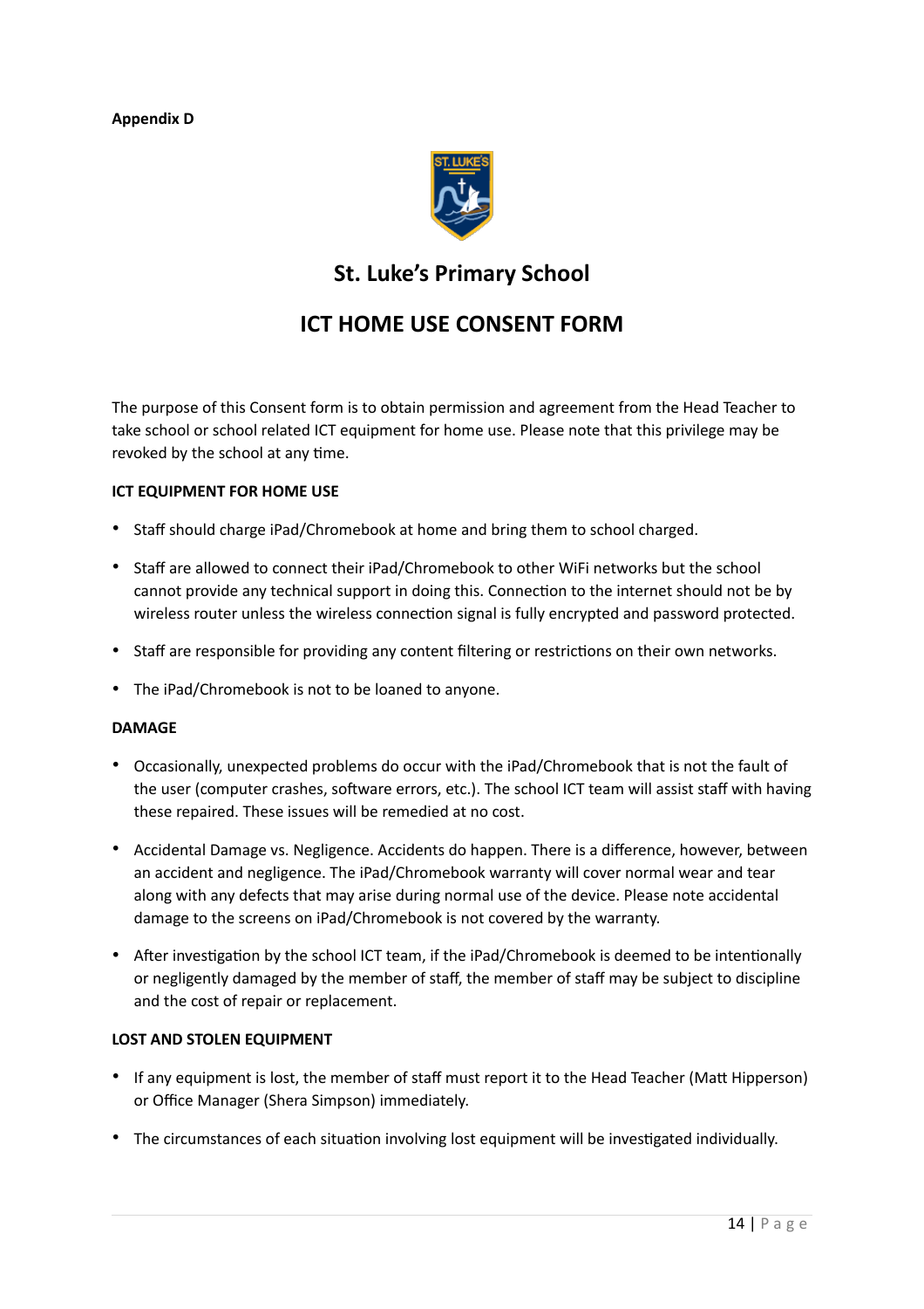**Appendix D**

# St. Luke's Primary School

# ICT HOME USE CONSENT FORM

The purpose of this Consent form is to obtain permission and agreement from the Head Teacher to take school or school related ICT equipment for home use. Please note that this privilege may be revoked by the school at any time.

**ICT EQUIPMENT FOR HOME USE**

- Staff should charge iPad/Chromebook at home and bring them to school charged.
- Staff are allowed to connect their iPad/Chromebook to other WiFi networks but the school cannot provide any technical support in doing this. Connection to the internet should not be by wireless router unless the wireless connection signal is fully encrypted and password protected.
- Staff are responsible for providing any content filtering or restrictions on their own networks.
- The iPad/Chromebook is not to be loaned to anyone.

**DAMAGE**

- Occasionally, unexpected problems do occur with the iPad/Chromebook that is not the fault of the user (computer crashes, software errors, etc.). The school ICT team will assist staff with having these repaired. These issues will be remedied at no cost.
- Accidental Damage vs. Negligence. Accidents do happen. There is a difference, however, between an accident and negligence. The iPad/Chromebook warranty will cover normal wear and tear along with any defects that may arise during normal use of the device. Please note accidental damage to the screens on iPad/Chromebook is not covered by the warranty.
- After investigation by the school ICT team, if the iPad/Chromebook is deemed to be intentionally or negligently damaged by the member of staff, the member of staff may be subject to discipline and the cost of repair or replacement.

**LOST AND STOLEN EQUIPMENT**

- If any equipment is lost, the member of staff must report it to the Head Teacher (Matt Hipperson) or Office Manager (Shera Simpson) immediately.
- The circumstances of each situation involving lost equipment will be investigated individually.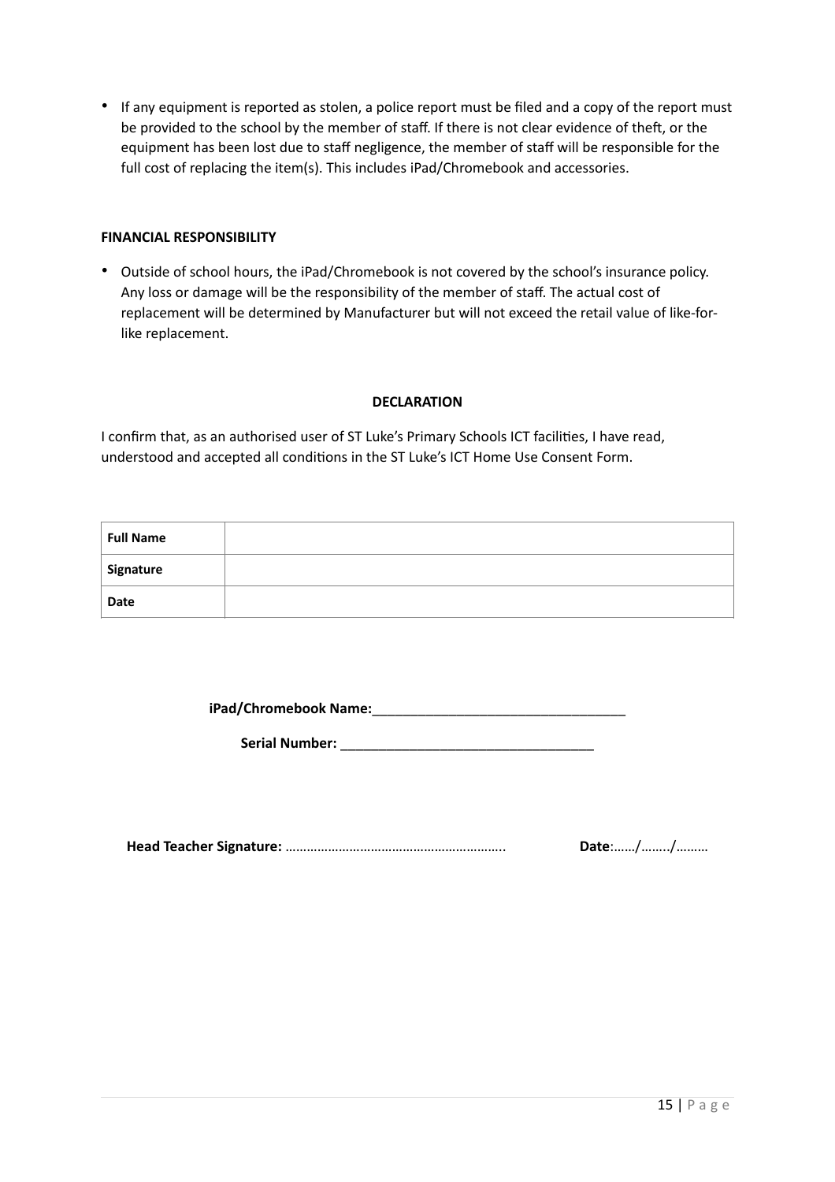- If any equipment is reported as stolen, a police report must be filed and a copy of the report must be provided to the school by the member of staff. If there is not clear evidence of theft, or the equipment has been lost due to staff negligence, the member of staff will be responsible for the full cost of replacing the item(s). This includes iPad/Chromebook and accessories.

**FINANCIAL RESPONSIBILITY**

- Outside of school hours, the iPad/Chromebook is not covered by the school's insurance policy. Any loss or damage will be the responsibility of the member of staff. The actual cost of replacement will be determined by Manufacturer but will not exceed the retail value of like-for-like replacement.

**DECLARATION**

I confirm that, as an authorised user of ST Luke's Primary Schools ICT facilities, I have read, understood and accepted all conditions in the ST Luke's ICT Home Use Consent Form.

| **Full Name** | |
|---|---|
| **Signature** | |
| **Date** | |

**iPad/Chromebook Name:**_________________________________

**Serial Number:** _________________________________

**Head Teacher Signature:** ……………………………………………………..   **Date**:……/……../………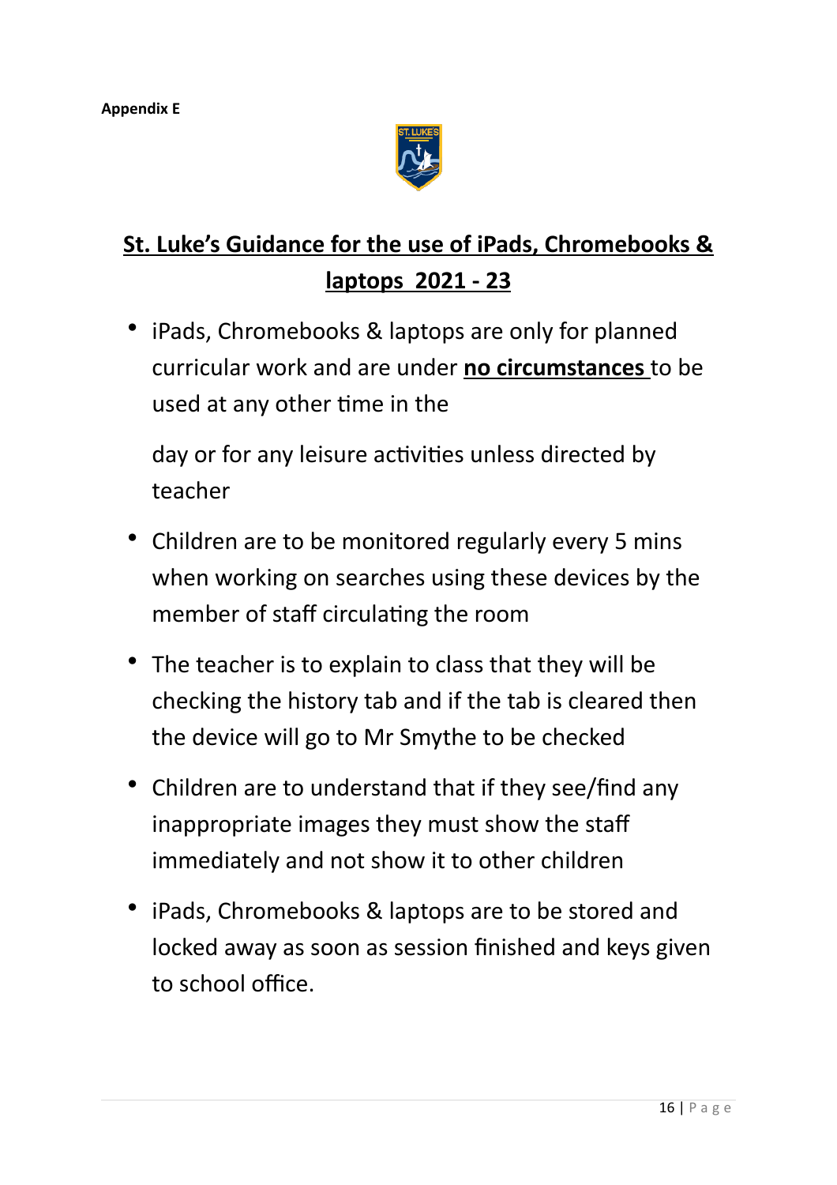**Appendix E**

## St. Luke's Guidance for the use of iPads, Chromebooks & laptops 2021 - 23

- iPads, Chromebooks & laptops are only for planned curricular work and are under **no circumstances** to be used at any other time in the

  day or for any leisure activities unless directed by teacher
- Children are to be monitored regularly every 5 mins when working on searches using these devices by the member of staff circulating the room
- The teacher is to explain to class that they will be checking the history tab and if the tab is cleared then the device will go to Mr Smythe to be checked
- Children are to understand that if they see/find any inappropriate images they must show the staff immediately and not show it to other children
- iPads, Chromebooks & laptops are to be stored and locked away as soon as session finished and keys given to school office.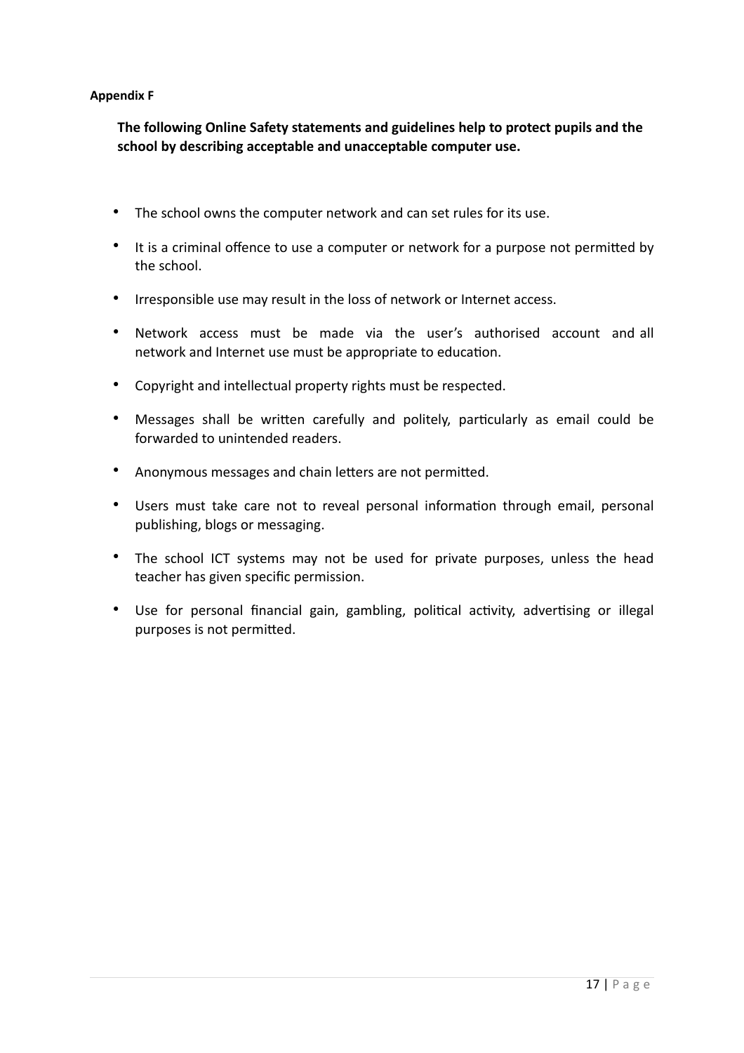**Appendix F**

**The following Online Safety statements and guidelines help to protect pupils and the school by describing acceptable and unacceptable computer use.**

- The school owns the computer network and can set rules for its use.
- It is a criminal offence to use a computer or network for a purpose not permitted by the school.
- Irresponsible use may result in the loss of network or Internet access.
- Network access must be made via the user's authorised account and all network and Internet use must be appropriate to education.
- Copyright and intellectual property rights must be respected.
- Messages shall be written carefully and politely, particularly as email could be forwarded to unintended readers.
- Anonymous messages and chain letters are not permitted.
- Users must take care not to reveal personal information through email, personal publishing, blogs or messaging.
- The school ICT systems may not be used for private purposes, unless the head teacher has given specific permission.
- Use for personal financial gain, gambling, political activity, advertising or illegal purposes is not permitted.